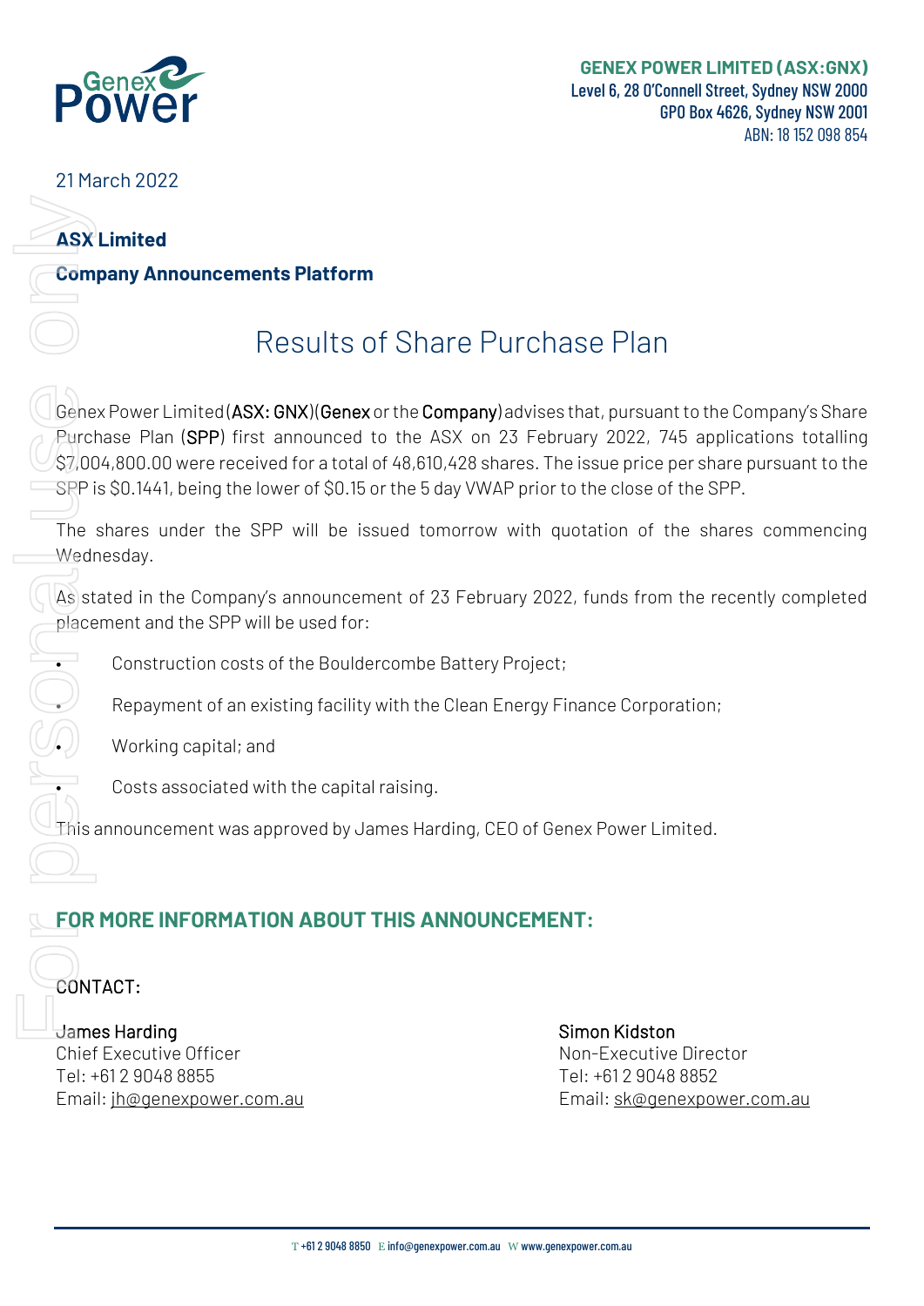**GENEX POWER LIMITED (ASX:GNX)**
Level 6, 28 O'Connell Street, Sydney NSW 2000
GPO Box 4626, Sydney NSW 2001
ABN: 18 152 098 854

21 March 2022

**ASX Limited**

**Company Announcements Platform**

# Results of Share Purchase Plan

Genex Power Limited (**ASX: GNX**) (**Genex** or the **Company**) advises that, pursuant to the Company's Share Purchase Plan (**SPP**) first announced to the ASX on 23 February 2022, 745 applications totalling $7,004,800.00 were received for a total of 48,610,428 shares. The issue price per share pursuant to the SPP is $0.1441, being the lower of $0.15 or the 5 day VWAP prior to the close of the SPP.

The shares under the SPP will be issued tomorrow with quotation of the shares commencing Wednesday.

As stated in the Company's announcement of 23 February 2022, funds from the recently completed placement and the SPP will be used for:

- Construction costs of the Bouldercombe Battery Project;
- Repayment of an existing facility with the Clean Energy Finance Corporation;
- Working capital; and
- Costs associated with the capital raising.

This announcement was approved by James Harding, CEO of Genex Power Limited.

## FOR MORE INFORMATION ABOUT THIS ANNOUNCEMENT:

CONTACT:

James Harding
Chief Executive Officer
Tel: +61 2 9048 8855
Email: jh@genexpower.com.au

Simon Kidston
Non-Executive Director
Tel: +61 2 9048 8852
Email: sk@genexpower.com.au

T +61 2 9048 8850 E info@genexpower.com.au W www.genexpower.com.au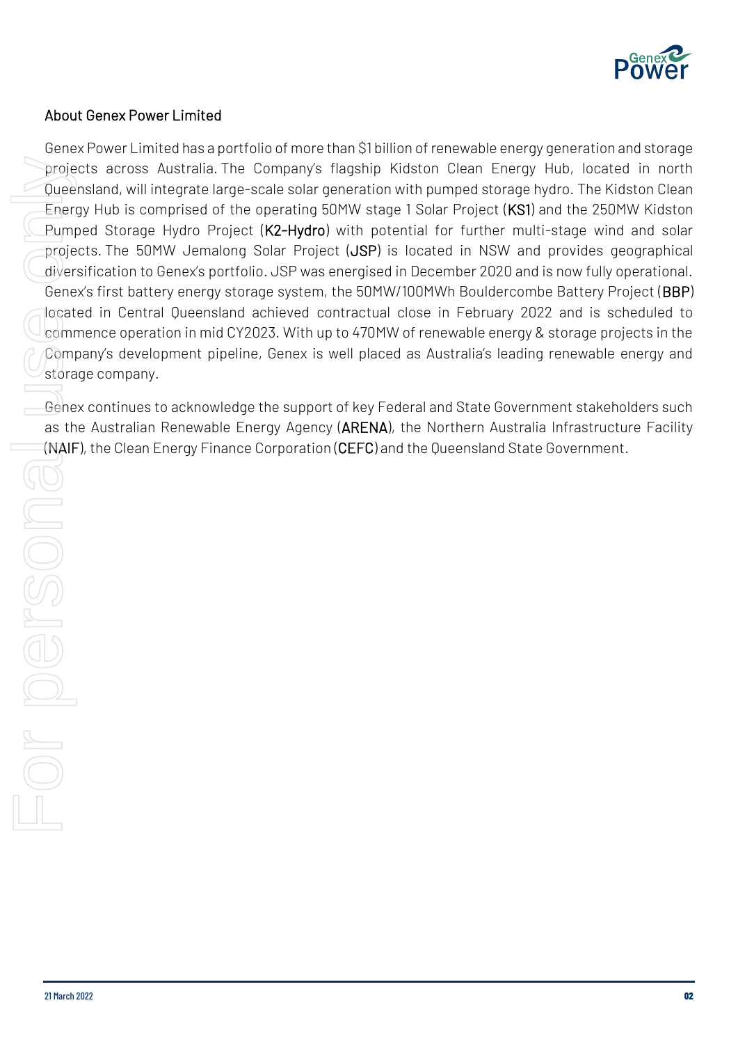## About Genex Power Limited

Genex Power Limited has a portfolio of more than $1 billion of renewable energy generation and storage projects across Australia. The Company's flagship Kidston Clean Energy Hub, located in north Queensland, will integrate large-scale solar generation with pumped storage hydro. The Kidston Clean Energy Hub is comprised of the operating 50MW stage 1 Solar Project (**KS1**) and the 250MW Kidston Pumped Storage Hydro Project (**K2-Hydro**) with potential for further multi-stage wind and solar projects. The 50MW Jemalong Solar Project (**JSP**) is located in NSW and provides geographical diversification to Genex's portfolio. JSP was energised in December 2020 and is now fully operational. Genex's first battery energy storage system, the 50MW/100MWh Bouldercombe Battery Project (**BBP**) located in Central Queensland achieved contractual close in February 2022 and is scheduled to commence operation in mid CY2023. With up to 470MW of renewable energy & storage projects in the Company's development pipeline, Genex is well placed as Australia's leading renewable energy and storage company.

Genex continues to acknowledge the support of key Federal and State Government stakeholders such as the Australian Renewable Energy Agency (**ARENA**), the Northern Australia Infrastructure Facility (**NAIF**), the Clean Energy Finance Corporation (**CEFC**) and the Queensland State Government.